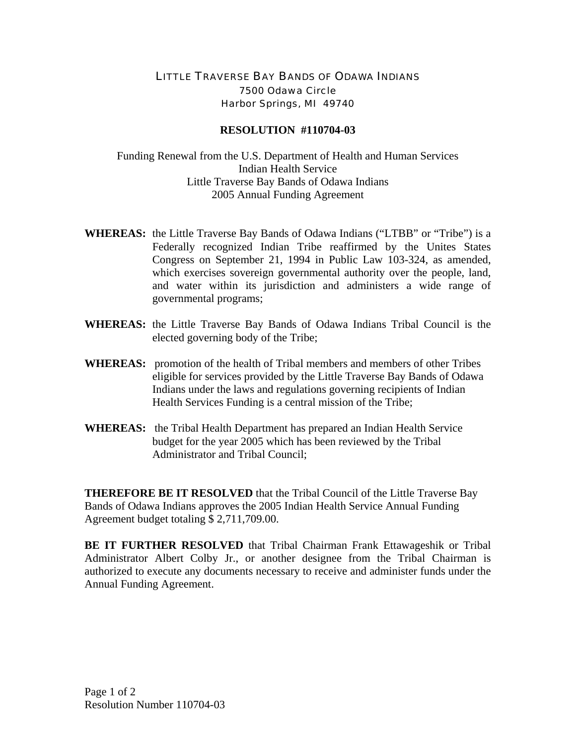LITTLE TRAVERSE BAY BANDS OF ODAWA INDIANS
7500 Odawa Circle
Harbor Springs, MI 49740

**RESOLUTION #110704-03**

Funding Renewal from the U.S. Department of Health and Human Services
Indian Health Service
Little Traverse Bay Bands of Odawa Indians
2005 Annual Funding Agreement

**WHEREAS:** the Little Traverse Bay Bands of Odawa Indians ("LTBB" or "Tribe") is a Federally recognized Indian Tribe reaffirmed by the Unites States Congress on September 21, 1994 in Public Law 103-324, as amended, which exercises sovereign governmental authority over the people, land, and water within its jurisdiction and administers a wide range of governmental programs;

**WHEREAS:** the Little Traverse Bay Bands of Odawa Indians Tribal Council is the elected governing body of the Tribe;

**WHEREAS:** promotion of the health of Tribal members and members of other Tribes eligible for services provided by the Little Traverse Bay Bands of Odawa Indians under the laws and regulations governing recipients of Indian Health Services Funding is a central mission of the Tribe;

**WHEREAS:** the Tribal Health Department has prepared an Indian Health Service budget for the year 2005 which has been reviewed by the Tribal Administrator and Tribal Council;

**THEREFORE BE IT RESOLVED** that the Tribal Council of the Little Traverse Bay Bands of Odawa Indians approves the 2005 Indian Health Service Annual Funding Agreement budget totaling $ 2,711,709.00.

**BE IT FURTHER RESOLVED** that Tribal Chairman Frank Ettawageshik or Tribal Administrator Albert Colby Jr., or another designee from the Tribal Chairman is authorized to execute any documents necessary to receive and administer funds under the Annual Funding Agreement.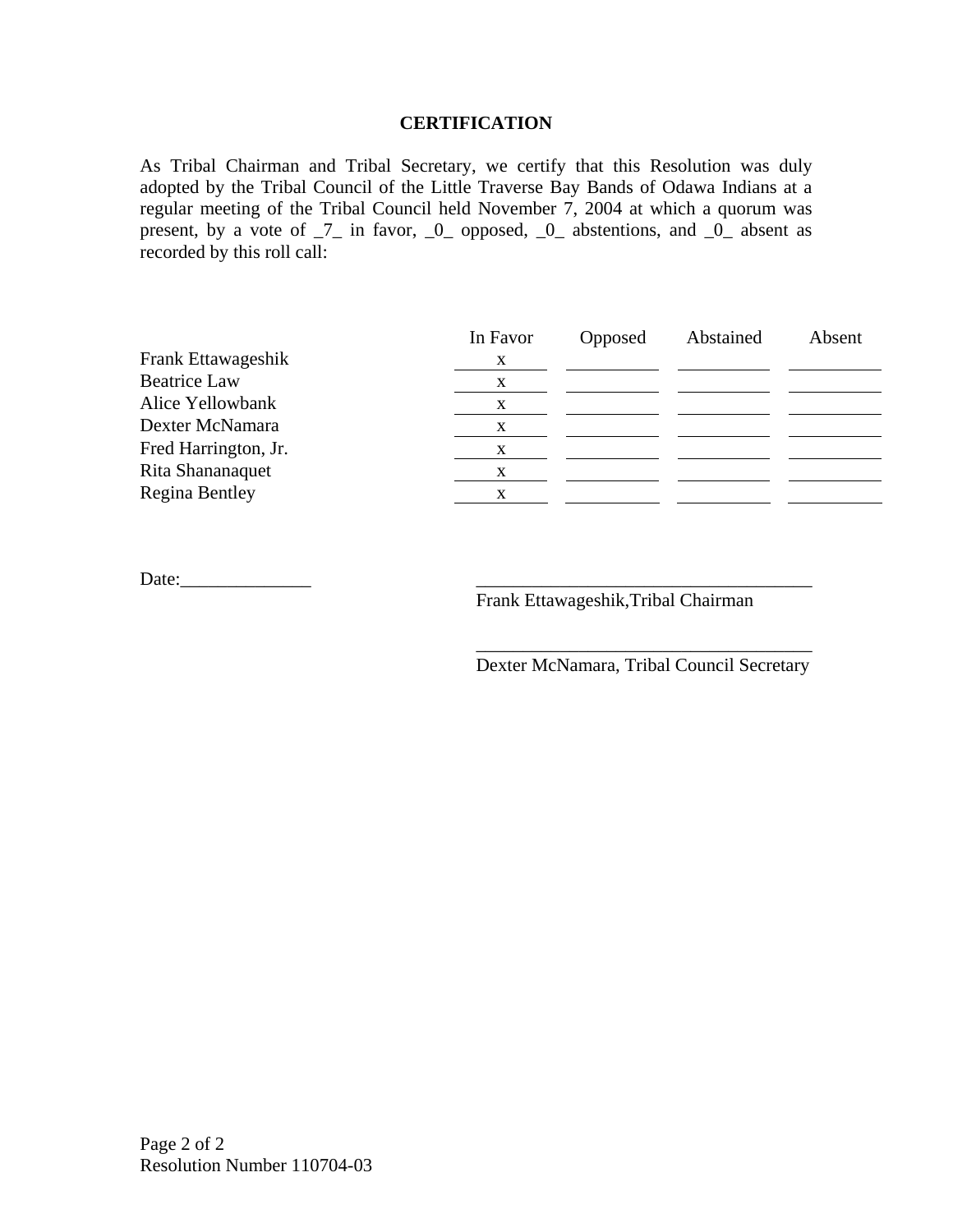**CERTIFICATION**

As Tribal Chairman and Tribal Secretary, we certify that this Resolution was duly adopted by the Tribal Council of the Little Traverse Bay Bands of Odawa Indians at a regular meeting of the Tribal Council held November 7, 2004 at which a quorum was present, by a vote of _7_ in favor, _0_ opposed, _0_ abstentions, and _0_ absent as recorded by this roll call:

| | In Favor | Opposed | Abstained | Absent |
|---|---|---|---|---|
| Frank Ettawageshik | x | | | |
| Beatrice Law | x | | | |
| Alice Yellowbank | x | | | |
| Dexter McNamara | x | | | |
| Fred Harrington, Jr. | x | | | |
| Rita Shananaquet | x | | | |
| Regina Bentley | x | | | |

Date:______________

____________________________________
Frank Ettawageshik,Tribal Chairman

____________________________________
Dexter McNamara, Tribal Council Secretary

Resolution Number 110704-03